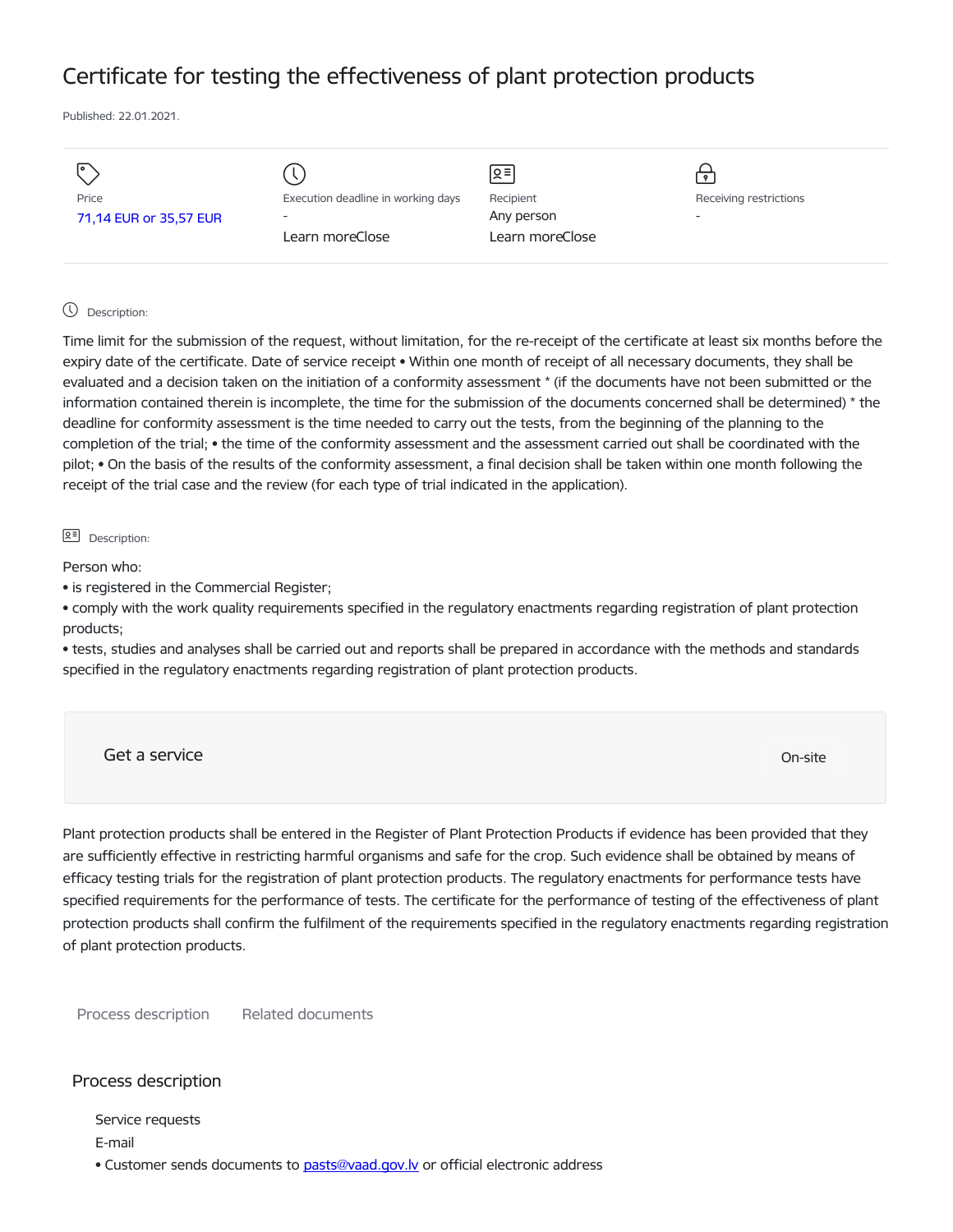# Certificate for testing the effectiveness of plant protection products

Published: 22.01.2021.

| Price | Execution deadline in working days | Recipient | Receiving restrictions |
|---|---|---|---|
| 71,14 EUR or 35,57 EUR | - | Any person | - |
| | Learn moreClose | Learn moreClose | |

Description:

Time limit for the submission of the request, without limitation, for the re-receipt of the certificate at least six months before the expiry date of the certificate. Date of service receipt • Within one month of receipt of all necessary documents, they shall be evaluated and a decision taken on the initiation of a conformity assessment * (if the documents have not been submitted or the information contained therein is incomplete, the time for the submission of the documents concerned shall be determined) * the deadline for conformity assessment is the time needed to carry out the tests, from the beginning of the planning to the completion of the trial; • the time of the conformity assessment and the assessment carried out shall be coordinated with the pilot; • On the basis of the results of the conformity assessment, a final decision shall be taken within one month following the receipt of the trial case and the review (for each type of trial indicated in the application).

Description:

Person who:

- is registered in the Commercial Register;
- comply with the work quality requirements specified in the regulatory enactments regarding registration of plant protection products;
- tests, studies and analyses shall be carried out and reports shall be prepared in accordance with the methods and standards specified in the regulatory enactments regarding registration of plant protection products.

Get a service

On-site

Plant protection products shall be entered in the Register of Plant Protection Products if evidence has been provided that they are sufficiently effective in restricting harmful organisms and safe for the crop. Such evidence shall be obtained by means of efficacy testing trials for the registration of plant protection products. The regulatory enactments for performance tests have specified requirements for the performance of tests. The certificate for the performance of testing of the effectiveness of plant protection products shall confirm the fulfilment of the requirements specified in the regulatory enactments regarding registration of plant protection products.

Process description | Related documents

## Process description

Service requests

E-mail

- Customer sends documents to pasts@vaad.gov.lv or official electronic address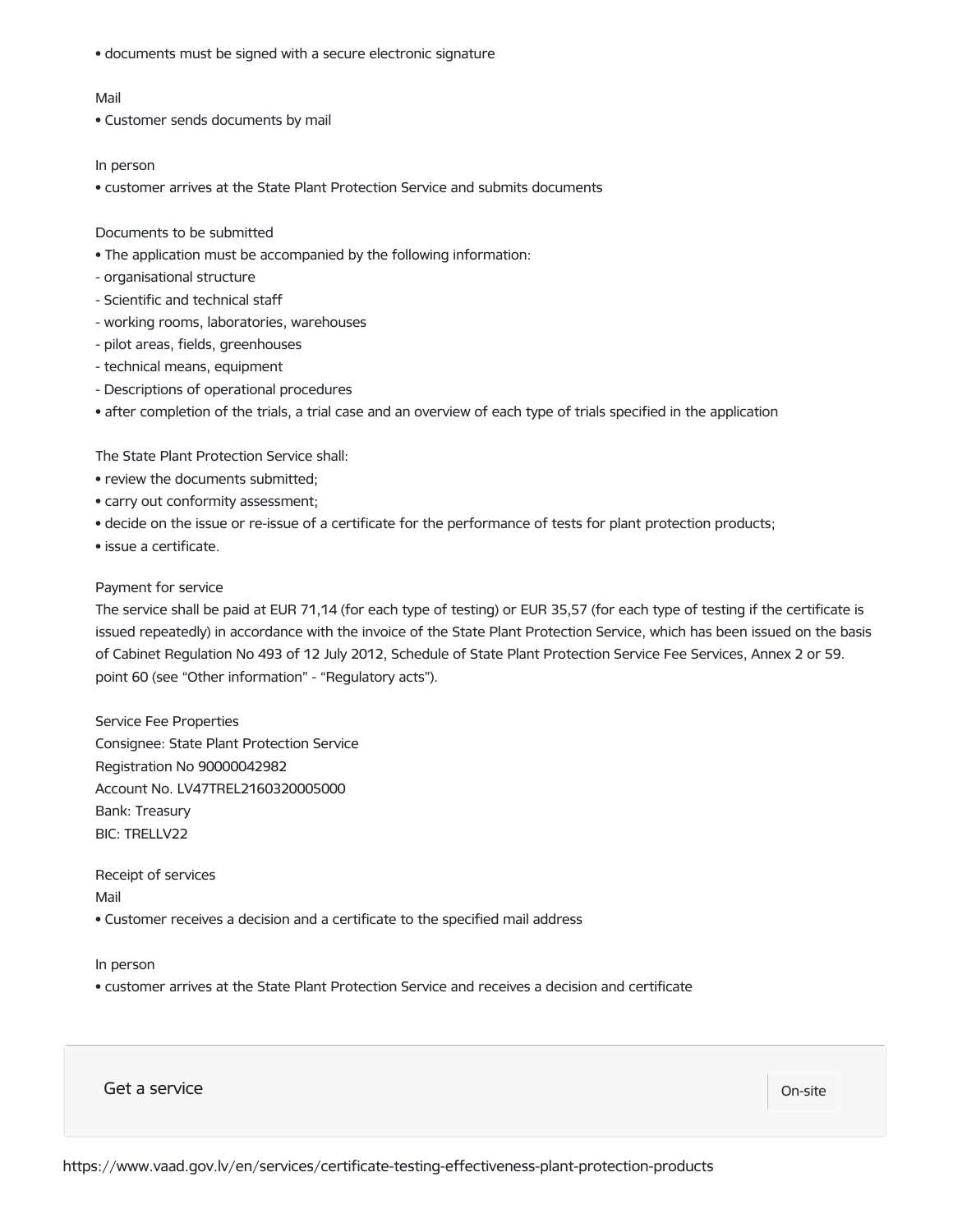• documents must be signed with a secure electronic signature

Mail

• Customer sends documents by mail

In person

• customer arrives at the State Plant Protection Service and submits documents

Documents to be submitted

• The application must be accompanied by the following information:
- organisational structure
- Scientific and technical staff
- working rooms, laboratories, warehouses
- pilot areas, fields, greenhouses
- technical means, equipment
- Descriptions of operational procedures

• after completion of the trials, a trial case and an overview of each type of trials specified in the application

The State Plant Protection Service shall:

• review the documents submitted;
• carry out conformity assessment;
• decide on the issue or re-issue of a certificate for the performance of tests for plant protection products;
• issue a certificate.

Payment for service

The service shall be paid at EUR 71,14 (for each type of testing) or EUR 35,57 (for each type of testing if the certificate is issued repeatedly) in accordance with the invoice of the State Plant Protection Service, which has been issued on the basis of Cabinet Regulation No 493 of 12 July 2012, Schedule of State Plant Protection Service Fee Services, Annex 2 or 59. point 60 (see "Other information" - "Regulatory acts").

Service Fee Properties

Consignee: State Plant Protection Service

Registration No 90000042982

Account No. LV47TREL2160320005000

Bank: Treasury

BIC: TRELLV22

Receipt of services

Mail

• Customer receives a decision and a certificate to the specified mail address

In person

• customer arrives at the State Plant Protection Service and receives a decision and certificate

Get a service

On-site

https://www.vaad.gov.lv/en/services/certificate-testing-effectiveness-plant-protection-products